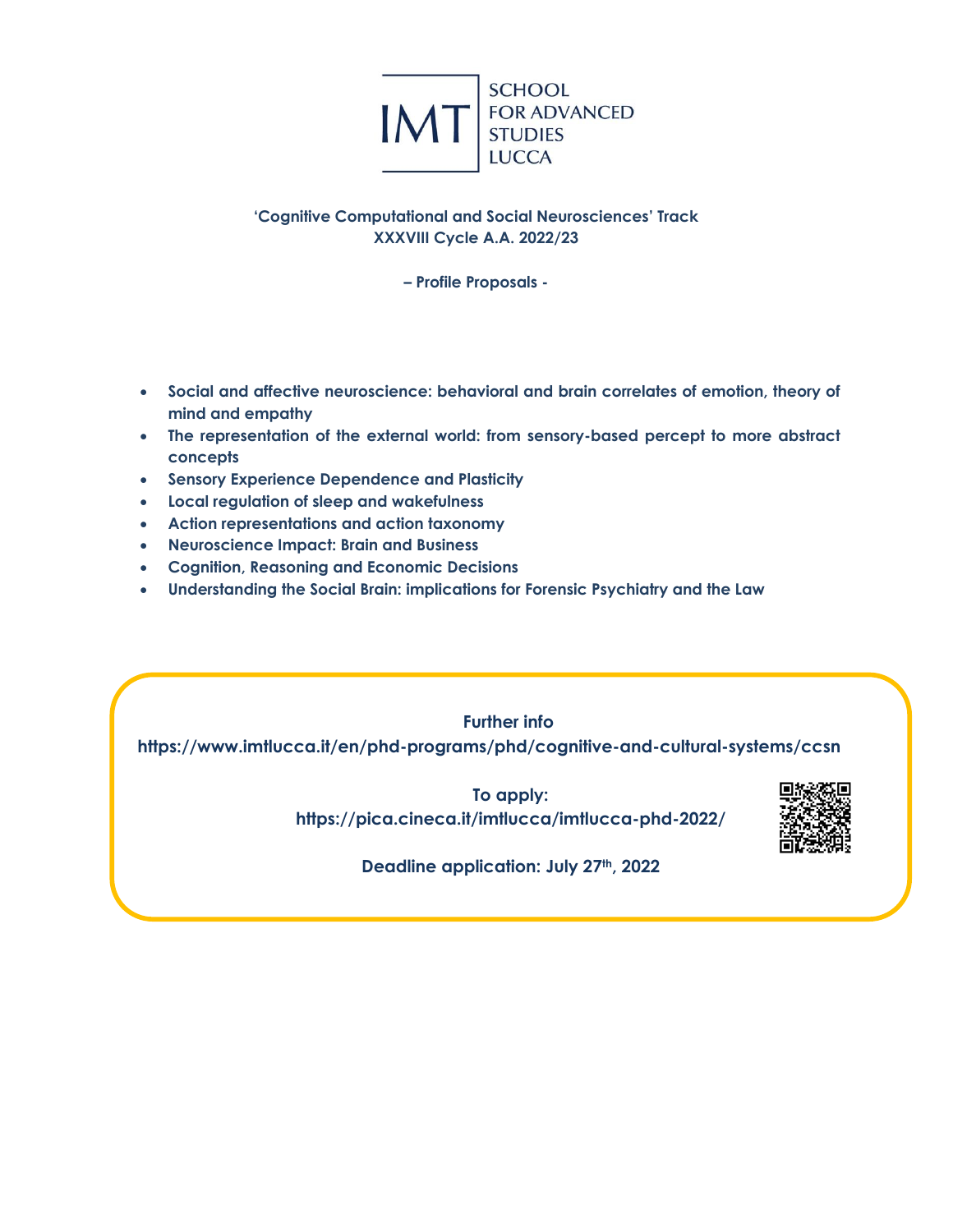IMT SCHOOL FOR ADVANCED STUDIES LUCCA

**'Cognitive Computational and Social Neurosciences' Track**
**XXXVIII Cycle A.A. 2022/23**

**– Profile Proposals -**

- **Social and affective neuroscience: behavioral and brain correlates of emotion, theory of mind and empathy**
- **The representation of the external world: from sensory-based percept to more abstract concepts**
- **Sensory Experience Dependence and Plasticity**
- **Local regulation of sleep and wakefulness**
- **Action representations and action taxonomy**
- **Neuroscience Impact: Brain and Business**
- **Cognition, Reasoning and Economic Decisions**
- **Understanding the Social Brain: implications for Forensic Psychiatry and the Law**

**Further info**
**https://www.imtlucca.it/en/phd-programs/phd/cognitive-and-cultural-systems/ccsn**

**To apply:**
**https://pica.cineca.it/imtlucca/imtlucca-phd-2022/**

**Deadline application: July 27th, 2022**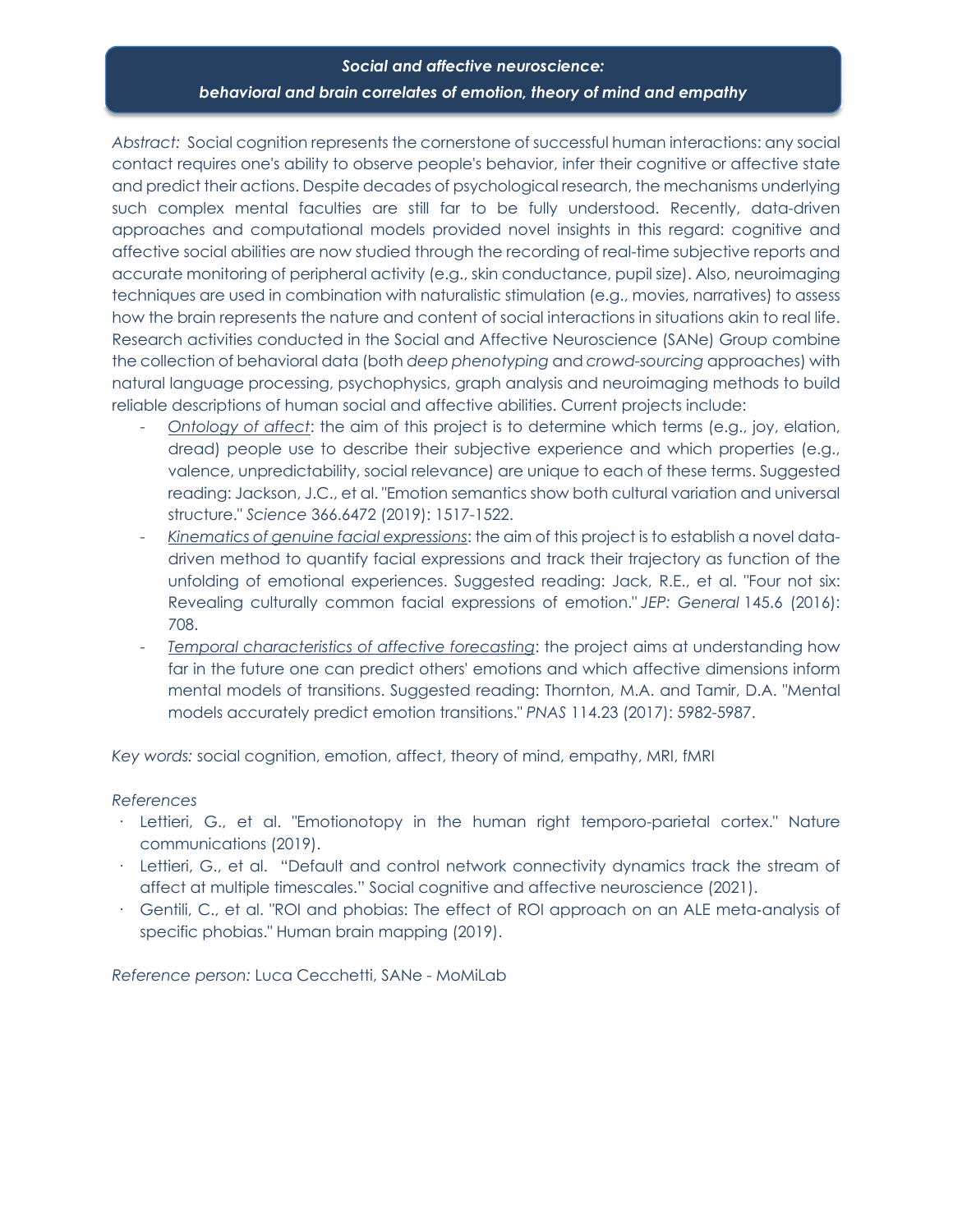## *Social and affective neuroscience: behavioral and brain correlates of emotion, theory of mind and empathy*

*Abstract:* Social cognition represents the cornerstone of successful human interactions: any social contact requires one's ability to observe people's behavior, infer their cognitive or affective state and predict their actions. Despite decades of psychological research, the mechanisms underlying such complex mental faculties are still far to be fully understood. Recently, data-driven approaches and computational models provided novel insights in this regard: cognitive and affective social abilities are now studied through the recording of real-time subjective reports and accurate monitoring of peripheral activity (e.g., skin conductance, pupil size). Also, neuroimaging techniques are used in combination with naturalistic stimulation (e.g., movies, narratives) to assess how the brain represents the nature and content of social interactions in situations akin to real life. Research activities conducted in the Social and Affective Neuroscience (SANe) Group combine the collection of behavioral data (both *deep phenotyping* and *crowd-sourcing* approaches) with natural language processing, psychophysics, graph analysis and neuroimaging methods to build reliable descriptions of human social and affective abilities. Current projects include:

- *Ontology of affect*: the aim of this project is to determine which terms (e.g., joy, elation, dread) people use to describe their subjective experience and which properties (e.g., valence, unpredictability, social relevance) are unique to each of these terms. Suggested reading: Jackson, J.C., et al. "Emotion semantics show both cultural variation and universal structure." *Science* 366.6472 (2019): 1517-1522.
- *Kinematics of genuine facial expressions*: the aim of this project is to establish a novel data-driven method to quantify facial expressions and track their trajectory as function of the unfolding of emotional experiences. Suggested reading: Jack, R.E., et al. "Four not six: Revealing culturally common facial expressions of emotion." *JEP: General* 145.6 (2016): 708.
- *Temporal characteristics of affective forecasting*: the project aims at understanding how far in the future one can predict others' emotions and which affective dimensions inform mental models of transitions. Suggested reading: Thornton, M.A. and Tamir, D.A. "Mental models accurately predict emotion transitions." *PNAS* 114.23 (2017): 5982-5987.

*Key words:* social cognition, emotion, affect, theory of mind, empathy, MRI, fMRI

*References*

- Lettieri, G., et al. "Emotionotopy in the human right temporo-parietal cortex." Nature communications (2019).
- Lettieri, G., et al. "Default and control network connectivity dynamics track the stream of affect at multiple timescales." Social cognitive and affective neuroscience (2021).
- Gentili, C., et al. "ROI and phobias: The effect of ROI approach on an ALE meta-analysis of specific phobias." Human brain mapping (2019).

*Reference person:* Luca Cecchetti, SANe - MoMiLab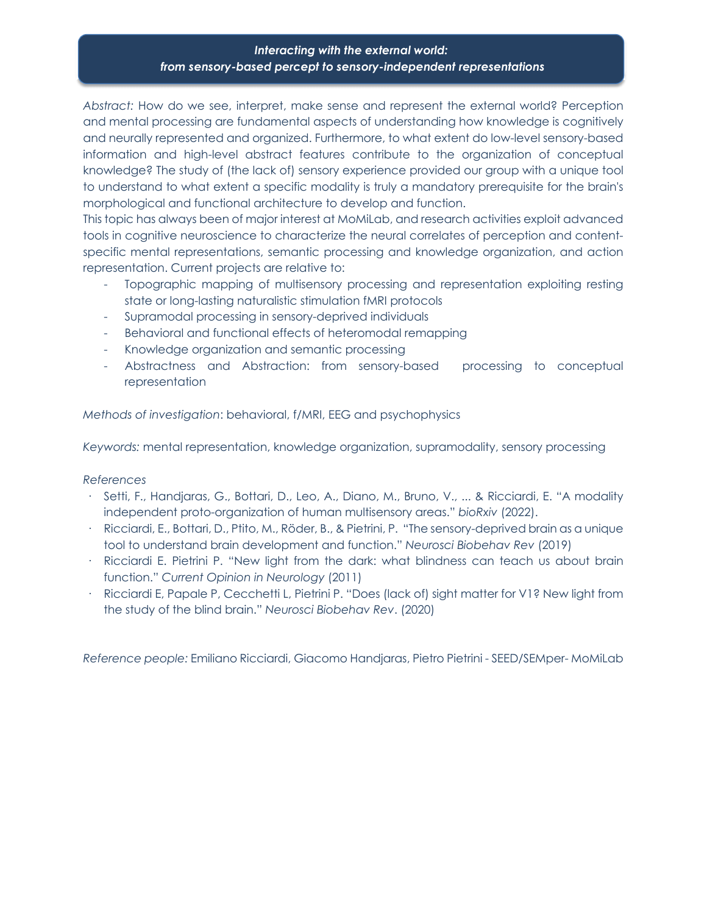## *Interacting with the external world: from sensory-based percept to sensory-independent representations*

*Abstract:* How do we see, interpret, make sense and represent the external world? Perception and mental processing are fundamental aspects of understanding how knowledge is cognitively and neurally represented and organized. Furthermore, to what extent do low-level sensory-based information and high-level abstract features contribute to the organization of conceptual knowledge? The study of (the lack of) sensory experience provided our group with a unique tool to understand to what extent a specific modality is truly a mandatory prerequisite for the brain's morphological and functional architecture to develop and function.

This topic has always been of major interest at MoMiLab, and research activities exploit advanced tools in cognitive neuroscience to characterize the neural correlates of perception and content-specific mental representations, semantic processing and knowledge organization, and action representation. Current projects are relative to:

- Topographic mapping of multisensory processing and representation exploiting resting state or long-lasting naturalistic stimulation fMRI protocols
- Supramodal processing in sensory-deprived individuals
- Behavioral and functional effects of heteromodal remapping
- Knowledge organization and semantic processing
- Abstractness and Abstraction: from sensory-based processing to conceptual representation

*Methods of investigation*: behavioral, f/MRI, EEG and psychophysics

*Keywords:* mental representation, knowledge organization, supramodality, sensory processing

*References*

- Setti, F., Handjaras, G., Bottari, D., Leo, A., Diano, M., Bruno, V., ... & Ricciardi, E. "A modality independent proto-organization of human multisensory areas." *bioRxiv* (2022).
- Ricciardi, E., Bottari, D., Ptito, M., Röder, B., & Pietrini, P. "The sensory-deprived brain as a unique tool to understand brain development and function." *Neurosci Biobehav Rev* (2019)
- Ricciardi E. Pietrini P. "New light from the dark: what blindness can teach us about brain function." *Current Opinion in Neurology* (2011)
- Ricciardi E, Papale P, Cecchetti L, Pietrini P. "Does (lack of) sight matter for V1? New light from the study of the blind brain." *Neurosci Biobehav Rev*. (2020)

*Reference people:* Emiliano Ricciardi, Giacomo Handjaras, Pietro Pietrini - SEED/SEMper- MoMiLab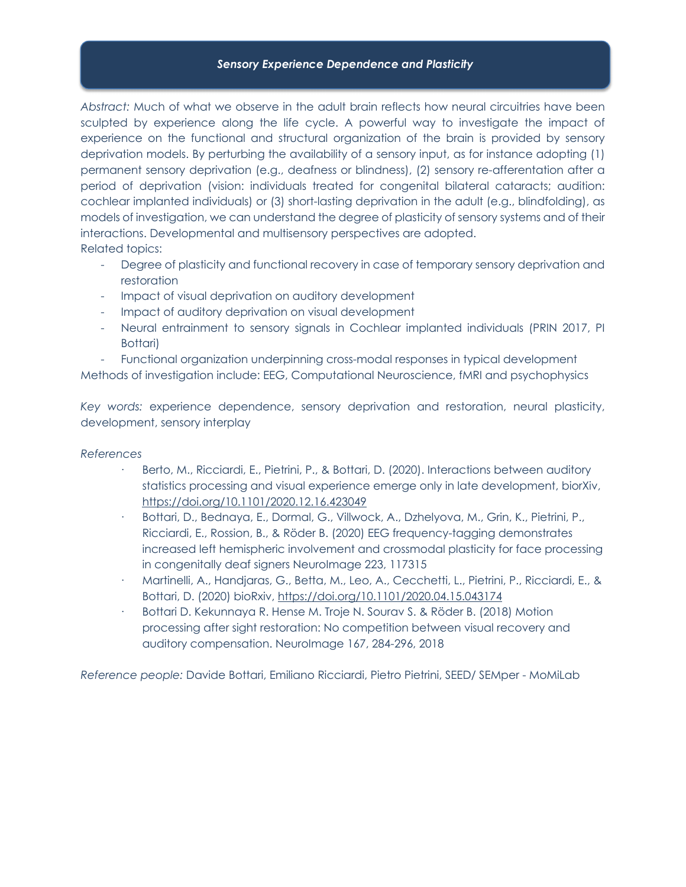## *Sensory Experience Dependence and Plasticity*

*Abstract:* Much of what we observe in the adult brain reflects how neural circuitries have been sculpted by experience along the life cycle. A powerful way to investigate the impact of experience on the functional and structural organization of the brain is provided by sensory deprivation models. By perturbing the availability of a sensory input, as for instance adopting (1) permanent sensory deprivation (e.g., deafness or blindness), (2) sensory re-afferentation after a period of deprivation (vision: individuals treated for congenital bilateral cataracts; audition: cochlear implanted individuals) or (3) short-lasting deprivation in the adult (e.g., blindfolding), as models of investigation, we can understand the degree of plasticity of sensory systems and of their interactions. Developmental and multisensory perspectives are adopted.
Related topics:

- Degree of plasticity and functional recovery in case of temporary sensory deprivation and restoration
- Impact of visual deprivation on auditory development
- Impact of auditory deprivation on visual development
- Neural entrainment to sensory signals in Cochlear implanted individuals (PRIN 2017, PI Bottari)
- Functional organization underpinning cross-modal responses in typical development

Methods of investigation include: EEG, Computational Neuroscience, fMRI and psychophysics

*Key words:* experience dependence, sensory deprivation and restoration, neural plasticity, development, sensory interplay

*References*

- Berto, M., Ricciardi, E., Pietrini, P., & Bottari, D. (2020). Interactions between auditory statistics processing and visual experience emerge only in late development, biorXiv, https://doi.org/10.1101/2020.12.16.423049
- Bottari, D., Bednaya, E., Dormal, G., Villwock, A., Dzhelyova, M., Grin, K., Pietrini, P., Ricciardi, E., Rossion, B., & Röder B. (2020) EEG frequency-tagging demonstrates increased left hemispheric involvement and crossmodal plasticity for face processing in congenitally deaf signers NeuroImage 223, 117315
- Martinelli, A., Handjaras, G., Betta, M., Leo, A., Cecchetti, L., Pietrini, P., Ricciardi, E., & Bottari, D. (2020) bioRxiv, https://doi.org/10.1101/2020.04.15.043174
- Bottari D. Kekunnaya R. Hense M. Troje N. Sourav S. & Röder B. (2018) Motion processing after sight restoration: No competition between visual recovery and auditory compensation. NeuroImage 167, 284-296, 2018

*Reference people:* Davide Bottari, Emiliano Ricciardi, Pietro Pietrini, SEED/ SEMper - MoMiLab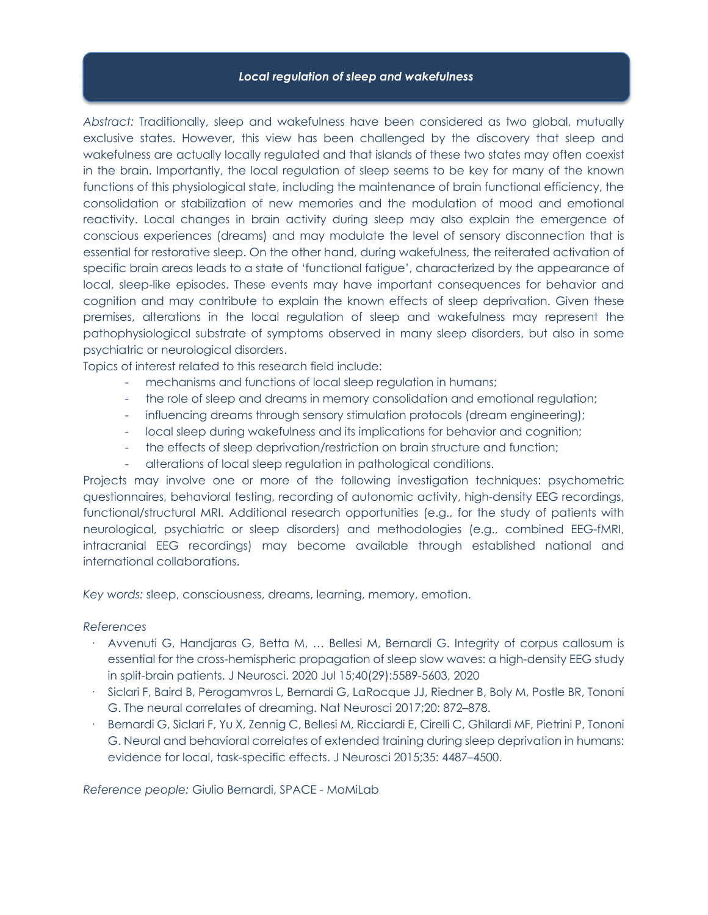## *Local regulation of sleep and wakefulness*

*Abstract:* Traditionally, sleep and wakefulness have been considered as two global, mutually exclusive states. However, this view has been challenged by the discovery that sleep and wakefulness are actually locally regulated and that islands of these two states may often coexist in the brain. Importantly, the local regulation of sleep seems to be key for many of the known functions of this physiological state, including the maintenance of brain functional efficiency, the consolidation or stabilization of new memories and the modulation of mood and emotional reactivity. Local changes in brain activity during sleep may also explain the emergence of conscious experiences (dreams) and may modulate the level of sensory disconnection that is essential for restorative sleep. On the other hand, during wakefulness, the reiterated activation of specific brain areas leads to a state of 'functional fatigue', characterized by the appearance of local, sleep-like episodes. These events may have important consequences for behavior and cognition and may contribute to explain the known effects of sleep deprivation. Given these premises, alterations in the local regulation of sleep and wakefulness may represent the pathophysiological substrate of symptoms observed in many sleep disorders, but also in some psychiatric or neurological disorders.

Topics of interest related to this research field include:

- mechanisms and functions of local sleep regulation in humans;
- the role of sleep and dreams in memory consolidation and emotional regulation;
- influencing dreams through sensory stimulation protocols (dream engineering);
- local sleep during wakefulness and its implications for behavior and cognition;
- the effects of sleep deprivation/restriction on brain structure and function;
- alterations of local sleep regulation in pathological conditions.

Projects may involve one or more of the following investigation techniques: psychometric questionnaires, behavioral testing, recording of autonomic activity, high-density EEG recordings, functional/structural MRI. Additional research opportunities (e.g., for the study of patients with neurological, psychiatric or sleep disorders) and methodologies (e.g., combined EEG-fMRI, intracranial EEG recordings) may become available through established national and international collaborations.

*Key words:* sleep, consciousness, dreams, learning, memory, emotion.

*References*

- Avvenuti G, Handjaras G, Betta M, … Bellesi M, Bernardi G. Integrity of corpus callosum is essential for the cross-hemispheric propagation of sleep slow waves: a high-density EEG study in split-brain patients. J Neurosci. 2020 Jul 15;40(29):5589-5603, 2020
- Siclari F, Baird B, Perogamvros L, Bernardi G, LaRocque JJ, Riedner B, Boly M, Postle BR, Tononi G. The neural correlates of dreaming. Nat Neurosci 2017;20: 872–878.
- Bernardi G, Siclari F, Yu X, Zennig C, Bellesi M, Ricciardi E, Cirelli C, Ghilardi MF, Pietrini P, Tononi G. Neural and behavioral correlates of extended training during sleep deprivation in humans: evidence for local, task-specific effects. J Neurosci 2015;35: 4487–4500.

*Reference people:* Giulio Bernardi, SPACE - MoMiLab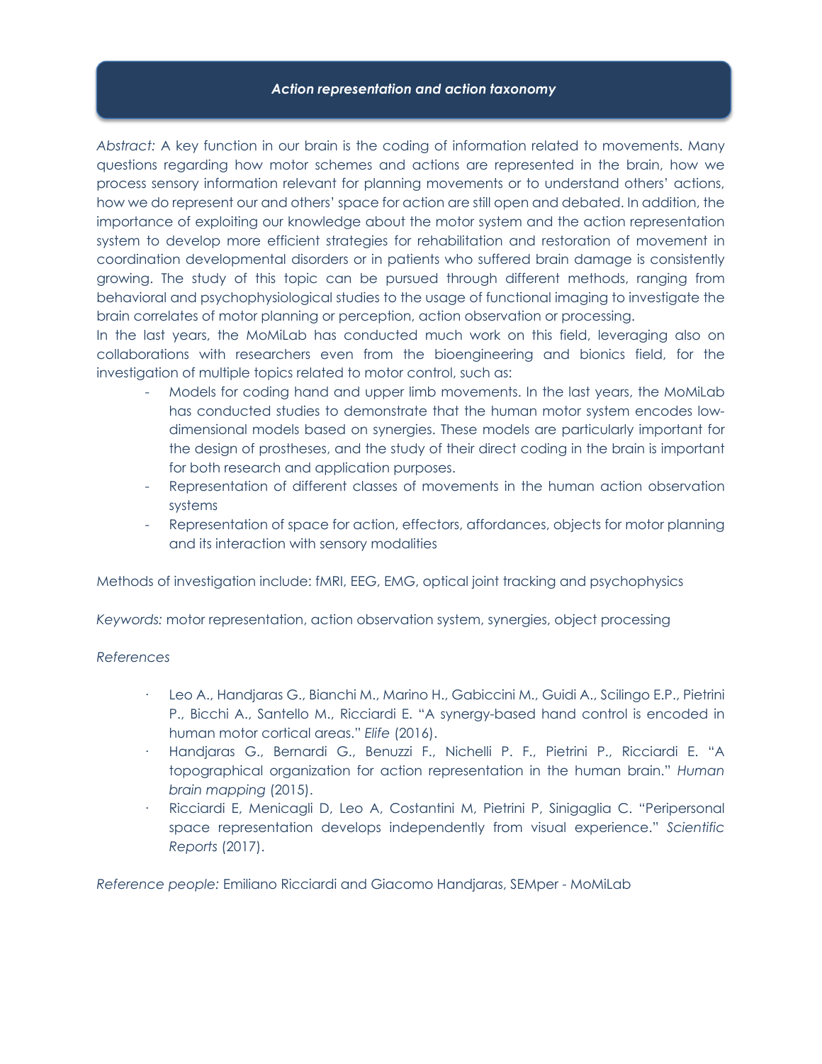## *Action representation and action taxonomy*

*Abstract:* A key function in our brain is the coding of information related to movements. Many questions regarding how motor schemes and actions are represented in the brain, how we process sensory information relevant for planning movements or to understand others' actions, how we do represent our and others' space for action are still open and debated. In addition, the importance of exploiting our knowledge about the motor system and the action representation system to develop more efficient strategies for rehabilitation and restoration of movement in coordination developmental disorders or in patients who suffered brain damage is consistently growing. The study of this topic can be pursued through different methods, ranging from behavioral and psychophysiological studies to the usage of functional imaging to investigate the brain correlates of motor planning or perception, action observation or processing.

In the last years, the MoMiLab has conducted much work on this field, leveraging also on collaborations with researchers even from the bioengineering and bionics field, for the investigation of multiple topics related to motor control, such as:

- Models for coding hand and upper limb movements. In the last years, the MoMiLab has conducted studies to demonstrate that the human motor system encodes low-dimensional models based on synergies. These models are particularly important for the design of prostheses, and the study of their direct coding in the brain is important for both research and application purposes.
- Representation of different classes of movements in the human action observation systems
- Representation of space for action, effectors, affordances, objects for motor planning and its interaction with sensory modalities

Methods of investigation include: fMRI, EEG, EMG, optical joint tracking and psychophysics

*Keywords:* motor representation, action observation system, synergies, object processing

*References*

- Leo A., Handjaras G., Bianchi M., Marino H., Gabiccini M., Guidi A., Scilingo E.P., Pietrini P., Bicchi A., Santello M., Ricciardi E. "A synergy-based hand control is encoded in human motor cortical areas." *Elife* (2016).
- Handjaras G., Bernardi G., Benuzzi F., Nichelli P. F., Pietrini P., Ricciardi E. "A topographical organization for action representation in the human brain." *Human brain mapping* (2015).
- Ricciardi E, Menicagli D, Leo A, Costantini M, Pietrini P, Sinigaglia C. "Peripersonal space representation develops independently from visual experience." *Scientific Reports* (2017).

*Reference people:* Emiliano Ricciardi and Giacomo Handjaras, SEMper - MoMiLab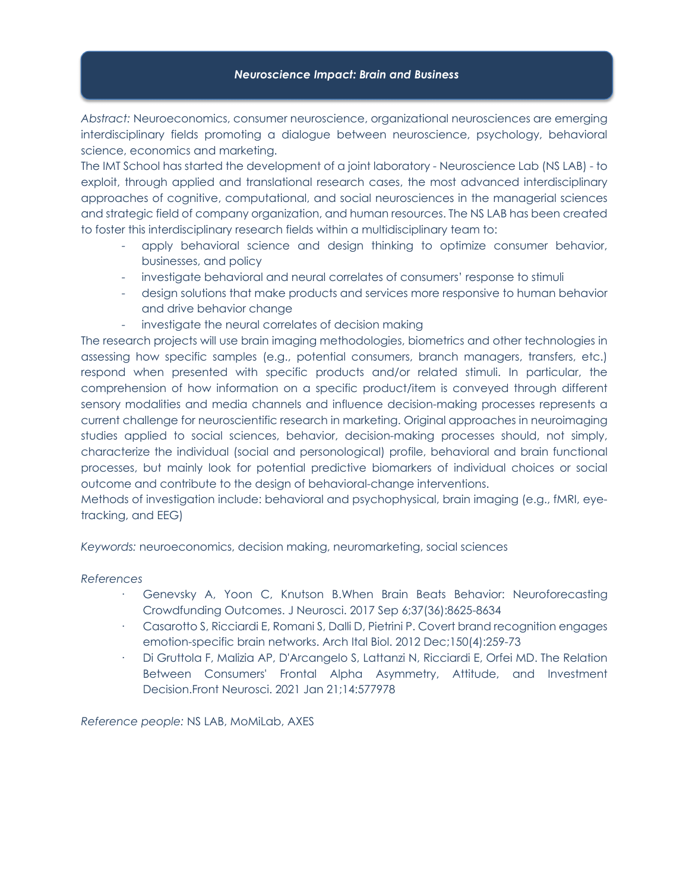## *Neuroscience Impact: Brain and Business*

*Abstract:* Neuroeconomics, consumer neuroscience, organizational neurosciences are emerging interdisciplinary fields promoting a dialogue between neuroscience, psychology, behavioral science, economics and marketing.

The IMT School has started the development of a joint laboratory - Neuroscience Lab (NS LAB) - to exploit, through applied and translational research cases, the most advanced interdisciplinary approaches of cognitive, computational, and social neurosciences in the managerial sciences and strategic field of company organization, and human resources. The NS LAB has been created to foster this interdisciplinary research fields within a multidisciplinary team to:

- apply behavioral science and design thinking to optimize consumer behavior, businesses, and policy
- investigate behavioral and neural correlates of consumers' response to stimuli
- design solutions that make products and services more responsive to human behavior and drive behavior change
- investigate the neural correlates of decision making

The research projects will use brain imaging methodologies, biometrics and other technologies in assessing how specific samples (e.g., potential consumers, branch managers, transfers, etc.) respond when presented with specific products and/or related stimuli. In particular, the comprehension of how information on a specific product/item is conveyed through different sensory modalities and media channels and influence decision-making processes represents a current challenge for neuroscientific research in marketing. Original approaches in neuroimaging studies applied to social sciences, behavior, decision-making processes should, not simply, characterize the individual (social and personological) profile, behavioral and brain functional processes, but mainly look for potential predictive biomarkers of individual choices or social outcome and contribute to the design of behavioral-change interventions.

Methods of investigation include: behavioral and psychophysical, brain imaging (e.g., fMRI, eye-tracking, and EEG)

*Keywords:* neuroeconomics, decision making, neuromarketing, social sciences

*References*

- Genevsky A, Yoon C, Knutson B.When Brain Beats Behavior: Neuroforecasting Crowdfunding Outcomes. J Neurosci. 2017 Sep 6;37(36):8625-8634
- Casarotto S, Ricciardi E, Romani S, Dalli D, Pietrini P. Covert brand recognition engages emotion-specific brain networks. Arch Ital Biol. 2012 Dec;150(4):259-73
- Di Gruttola F, Malizia AP, D'Arcangelo S, Lattanzi N, Ricciardi E, Orfei MD. The Relation Between Consumers' Frontal Alpha Asymmetry, Attitude, and Investment Decision.Front Neurosci. 2021 Jan 21;14:577978

*Reference people:* NS LAB, MoMiLab, AXES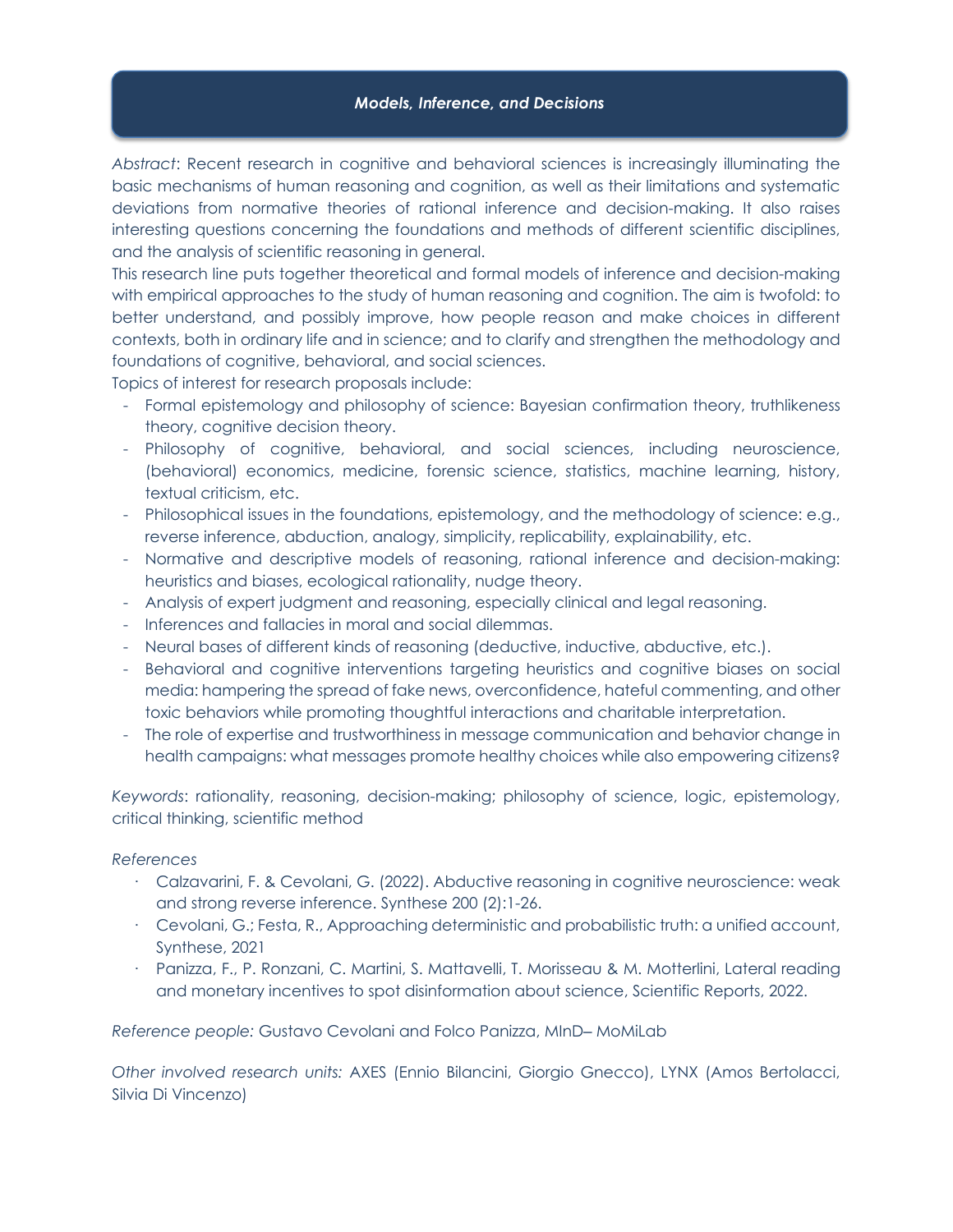## *Models, Inference, and Decisions*

*Abstract*: Recent research in cognitive and behavioral sciences is increasingly illuminating the basic mechanisms of human reasoning and cognition, as well as their limitations and systematic deviations from normative theories of rational inference and decision-making. It also raises interesting questions concerning the foundations and methods of different scientific disciplines, and the analysis of scientific reasoning in general.

This research line puts together theoretical and formal models of inference and decision-making with empirical approaches to the study of human reasoning and cognition. The aim is twofold: to better understand, and possibly improve, how people reason and make choices in different contexts, both in ordinary life and in science; and to clarify and strengthen the methodology and foundations of cognitive, behavioral, and social sciences.

Topics of interest for research proposals include:

- Formal epistemology and philosophy of science: Bayesian confirmation theory, truthlikeness theory, cognitive decision theory.
- Philosophy of cognitive, behavioral, and social sciences, including neuroscience, (behavioral) economics, medicine, forensic science, statistics, machine learning, history, textual criticism, etc.
- Philosophical issues in the foundations, epistemology, and the methodology of science: e.g., reverse inference, abduction, analogy, simplicity, replicability, explainability, etc.
- Normative and descriptive models of reasoning, rational inference and decision-making: heuristics and biases, ecological rationality, nudge theory.
- Analysis of expert judgment and reasoning, especially clinical and legal reasoning.
- Inferences and fallacies in moral and social dilemmas.
- Neural bases of different kinds of reasoning (deductive, inductive, abductive, etc.).
- Behavioral and cognitive interventions targeting heuristics and cognitive biases on social media: hampering the spread of fake news, overconfidence, hateful commenting, and other toxic behaviors while promoting thoughtful interactions and charitable interpretation.
- The role of expertise and trustworthiness in message communication and behavior change in health campaigns: what messages promote healthy choices while also empowering citizens?

*Keywords*: rationality, reasoning, decision-making; philosophy of science, logic, epistemology, critical thinking, scientific method

*References*

- Calzavarini, F. & Cevolani, G. (2022). Abductive reasoning in cognitive neuroscience: weak and strong reverse inference. Synthese 200 (2):1-26.
- Cevolani, G.; Festa, R., Approaching deterministic and probabilistic truth: a unified account, Synthese, 2021
- Panizza, F., P. Ronzani, C. Martini, S. Mattavelli, T. Morisseau & M. Motterlini, Lateral reading and monetary incentives to spot disinformation about science, Scientific Reports, 2022.

*Reference people:* Gustavo Cevolani and Folco Panizza, MInD– MoMiLab

*Other involved research units:* AXES (Ennio Bilancini, Giorgio Gnecco), LYNX (Amos Bertolacci, Silvia Di Vincenzo)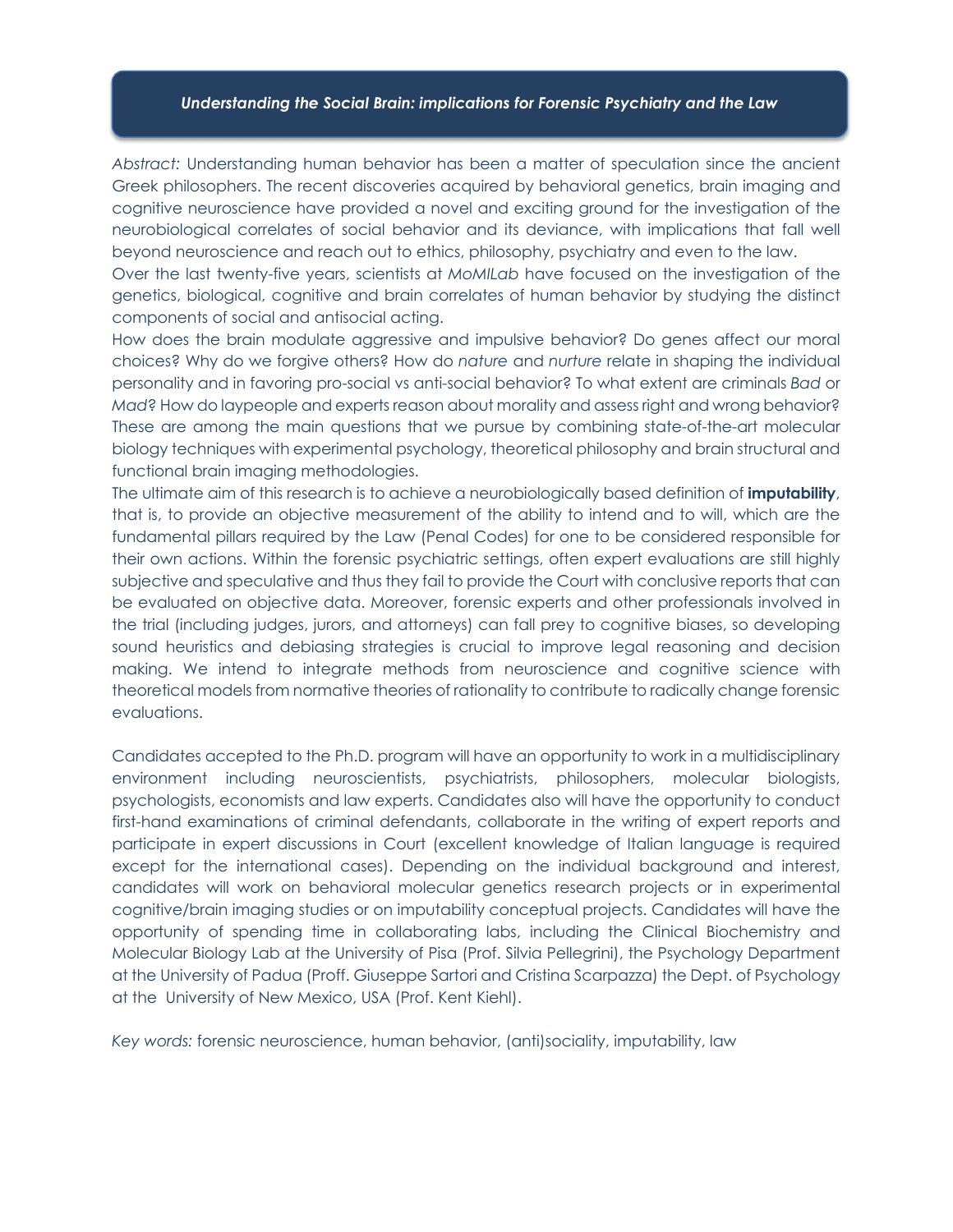## *Understanding the Social Brain: implications for Forensic Psychiatry and the Law*

*Abstract:* Understanding human behavior has been a matter of speculation since the ancient Greek philosophers. The recent discoveries acquired by behavioral genetics, brain imaging and cognitive neuroscience have provided a novel and exciting ground for the investigation of the neurobiological correlates of social behavior and its deviance, with implications that fall well beyond neuroscience and reach out to ethics, philosophy, psychiatry and even to the law.

Over the last twenty-five years, scientists at *MoMILab* have focused on the investigation of the genetics, biological, cognitive and brain correlates of human behavior by studying the distinct components of social and antisocial acting.

How does the brain modulate aggressive and impulsive behavior? Do genes affect our moral choices? Why do we forgive others? How do *nature* and *nurture* relate in shaping the individual personality and in favoring pro-social vs anti-social behavior? To what extent are criminals *Bad* or *Mad*? How do laypeople and experts reason about morality and assess right and wrong behavior? These are among the main questions that we pursue by combining state-of-the-art molecular biology techniques with experimental psychology, theoretical philosophy and brain structural and functional brain imaging methodologies.

The ultimate aim of this research is to achieve a neurobiologically based definition of **imputability**, that is, to provide an objective measurement of the ability to intend and to will, which are the fundamental pillars required by the Law (Penal Codes) for one to be considered responsible for their own actions. Within the forensic psychiatric settings, often expert evaluations are still highly subjective and speculative and thus they fail to provide the Court with conclusive reports that can be evaluated on objective data. Moreover, forensic experts and other professionals involved in the trial (including judges, jurors, and attorneys) can fall prey to cognitive biases, so developing sound heuristics and debiasing strategies is crucial to improve legal reasoning and decision making. We intend to integrate methods from neuroscience and cognitive science with theoretical models from normative theories of rationality to contribute to radically change forensic evaluations.

Candidates accepted to the Ph.D. program will have an opportunity to work in a multidisciplinary environment including neuroscientists, psychiatrists, philosophers, molecular biologists, psychologists, economists and law experts. Candidates also will have the opportunity to conduct first-hand examinations of criminal defendants, collaborate in the writing of expert reports and participate in expert discussions in Court (excellent knowledge of Italian language is required except for the international cases). Depending on the individual background and interest, candidates will work on behavioral molecular genetics research projects or in experimental cognitive/brain imaging studies or on imputability conceptual projects. Candidates will have the opportunity of spending time in collaborating labs, including the Clinical Biochemistry and Molecular Biology Lab at the University of Pisa (Prof. Silvia Pellegrini), the Psychology Department at the University of Padua (Proff. Giuseppe Sartori and Cristina Scarpazza) the Dept. of Psychology at the University of New Mexico, USA (Prof. Kent Kiehl).

*Key words:* forensic neuroscience, human behavior, (anti)sociality, imputability, law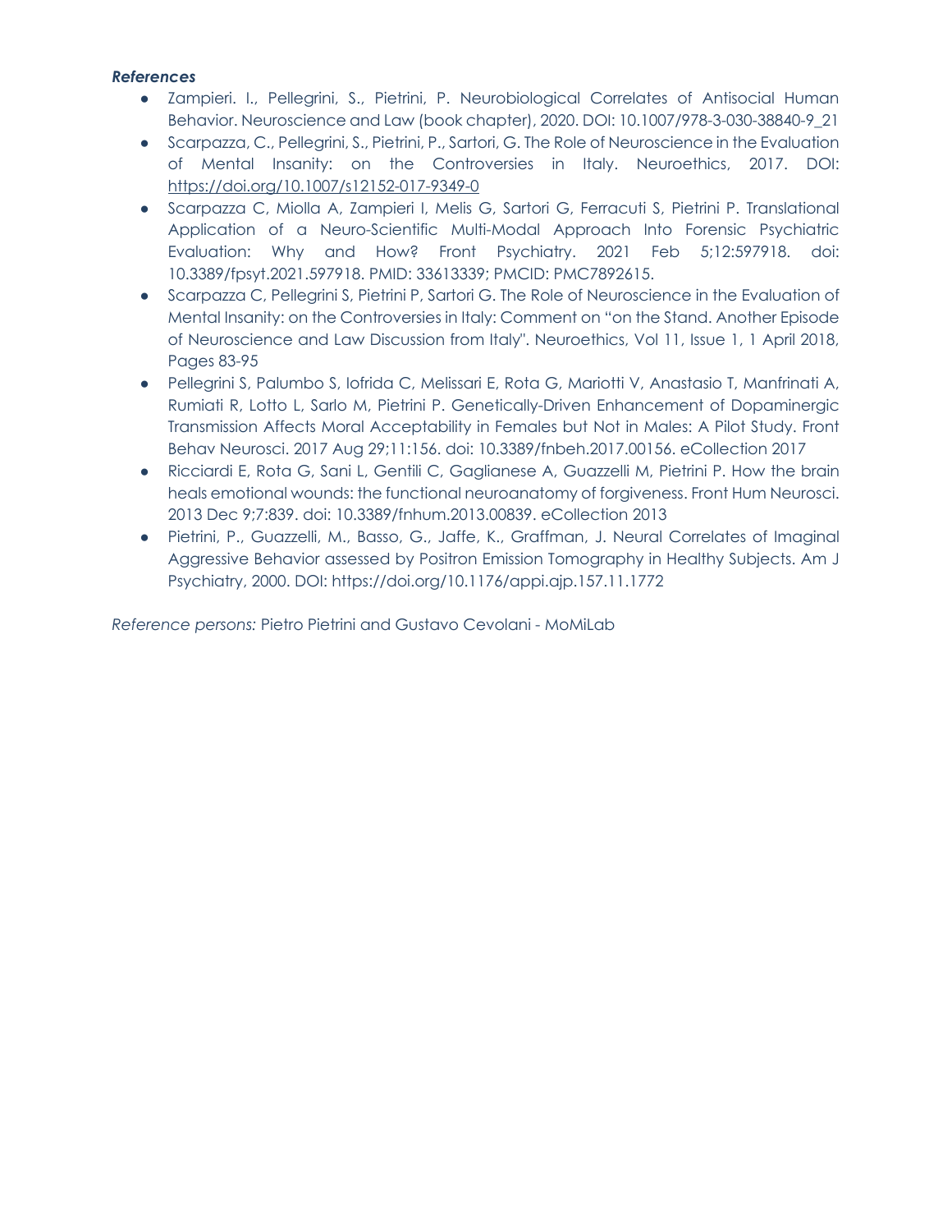***References***

- Zampieri. I., Pellegrini, S., Pietrini, P. Neurobiological Correlates of Antisocial Human Behavior. Neuroscience and Law (book chapter), 2020. DOI: 10.1007/978-3-030-38840-9_21
- Scarpazza, C., Pellegrini, S., Pietrini, P., Sartori, G. The Role of Neuroscience in the Evaluation of Mental Insanity: on the Controversies in Italy. Neuroethics, 2017. DOI: https://doi.org/10.1007/s12152-017-9349-0
- Scarpazza C, Miolla A, Zampieri I, Melis G, Sartori G, Ferracuti S, Pietrini P. Translational Application of a Neuro-Scientific Multi-Modal Approach Into Forensic Psychiatric Evaluation: Why and How? Front Psychiatry. 2021 Feb 5;12:597918. doi: 10.3389/fpsyt.2021.597918. PMID: 33613339; PMCID: PMC7892615.
- Scarpazza C, Pellegrini S, Pietrini P, Sartori G. The Role of Neuroscience in the Evaluation of Mental Insanity: on the Controversies in Italy: Comment on "on the Stand. Another Episode of Neuroscience and Law Discussion from Italy". Neuroethics, Vol 11, Issue 1, 1 April 2018, Pages 83-95
- Pellegrini S, Palumbo S, Iofrida C, Melissari E, Rota G, Mariotti V, Anastasio T, Manfrinati A, Rumiati R, Lotto L, Sarlo M, Pietrini P. Genetically-Driven Enhancement of Dopaminergic Transmission Affects Moral Acceptability in Females but Not in Males: A Pilot Study. Front Behav Neurosci. 2017 Aug 29;11:156. doi: 10.3389/fnbeh.2017.00156. eCollection 2017
- Ricciardi E, Rota G, Sani L, Gentili C, Gaglianese A, Guazzelli M, Pietrini P. How the brain heals emotional wounds: the functional neuroanatomy of forgiveness. Front Hum Neurosci. 2013 Dec 9;7:839. doi: 10.3389/fnhum.2013.00839. eCollection 2013
- Pietrini, P., Guazzelli, M., Basso, G., Jaffe, K., Graffman, J. Neural Correlates of Imaginal Aggressive Behavior assessed by Positron Emission Tomography in Healthy Subjects. Am J Psychiatry, 2000. DOI: https://doi.org/10.1176/appi.ajp.157.11.1772

*Reference persons:* Pietro Pietrini and Gustavo Cevolani - MoMiLab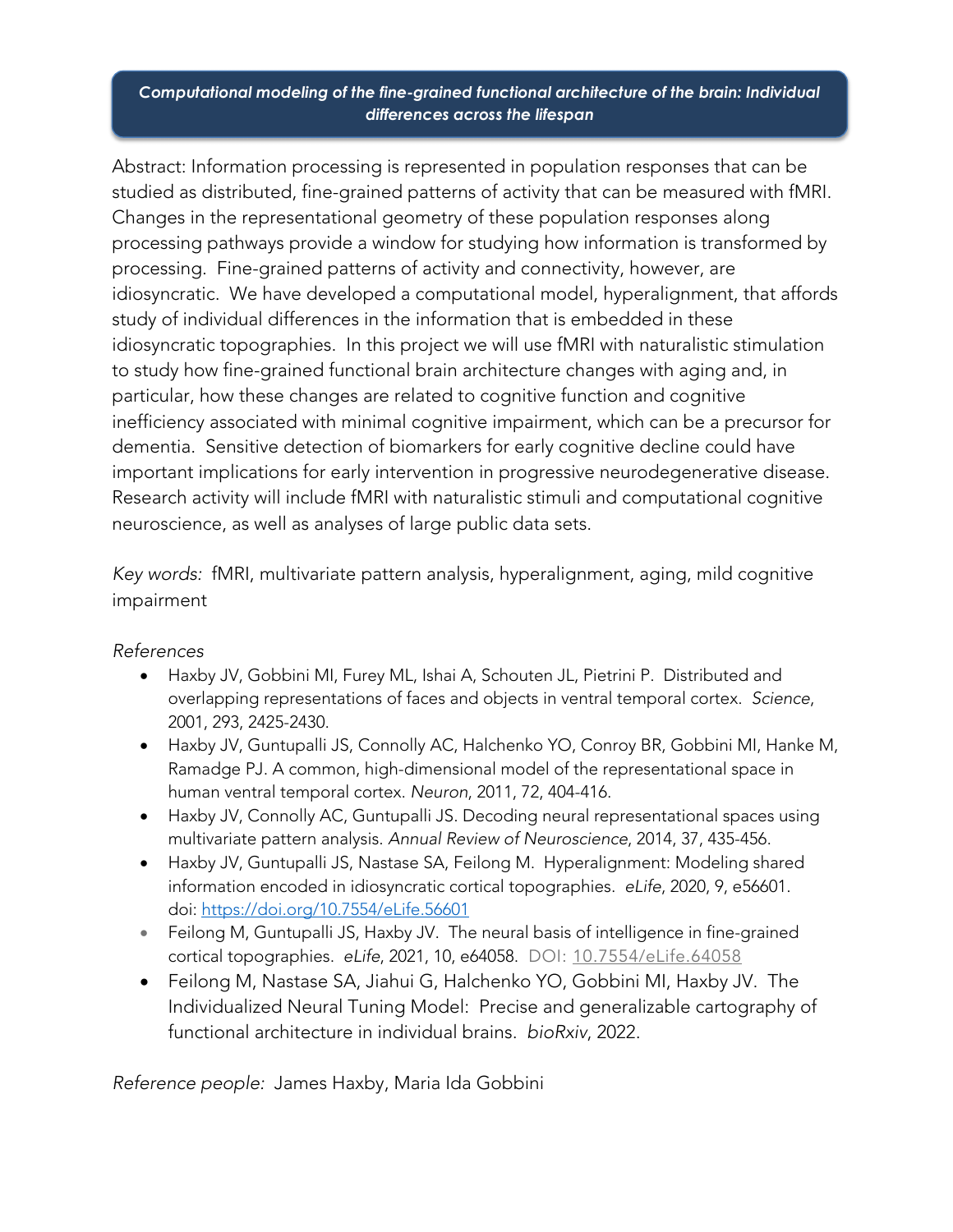## *Computational modeling of the fine-grained functional architecture of the brain: Individual differences across the lifespan*

Abstract: Information processing is represented in population responses that can be studied as distributed, fine-grained patterns of activity that can be measured with fMRI. Changes in the representational geometry of these population responses along processing pathways provide a window for studying how information is transformed by processing. Fine-grained patterns of activity and connectivity, however, are idiosyncratic. We have developed a computational model, hyperalignment, that affords study of individual differences in the information that is embedded in these idiosyncratic topographies. In this project we will use fMRI with naturalistic stimulation to study how fine-grained functional brain architecture changes with aging and, in particular, how these changes are related to cognitive function and cognitive inefficiency associated with minimal cognitive impairment, which can be a precursor for dementia. Sensitive detection of biomarkers for early cognitive decline could have important implications for early intervention in progressive neurodegenerative disease. Research activity will include fMRI with naturalistic stimuli and computational cognitive neuroscience, as well as analyses of large public data sets.

*Key words:* fMRI, multivariate pattern analysis, hyperalignment, aging, mild cognitive impairment

*References*

- Haxby JV, Gobbini MI, Furey ML, Ishai A, Schouten JL, Pietrini P. Distributed and overlapping representations of faces and objects in ventral temporal cortex. *Science*, 2001, 293, 2425-2430.
- Haxby JV, Guntupalli JS, Connolly AC, Halchenko YO, Conroy BR, Gobbini MI, Hanke M, Ramadge PJ. A common, high-dimensional model of the representational space in human ventral temporal cortex. *Neuron*, 2011, 72, 404-416.
- Haxby JV, Connolly AC, Guntupalli JS. Decoding neural representational spaces using multivariate pattern analysis. *Annual Review of Neuroscience*, 2014, 37, 435-456.
- Haxby JV, Guntupalli JS, Nastase SA, Feilong M. Hyperalignment: Modeling shared information encoded in idiosyncratic cortical topographies. *eLife*, 2020, 9, e56601. doi: https://doi.org/10.7554/eLife.56601
- Feilong M, Guntupalli JS, Haxby JV. The neural basis of intelligence in fine-grained cortical topographies. *eLife*, 2021, 10, e64058. DOI: 10.7554/eLife.64058
- Feilong M, Nastase SA, Jiahui G, Halchenko YO, Gobbini MI, Haxby JV. The Individualized Neural Tuning Model: Precise and generalizable cartography of functional architecture in individual brains. *bioRxiv*, 2022.

*Reference people:* James Haxby, Maria Ida Gobbini